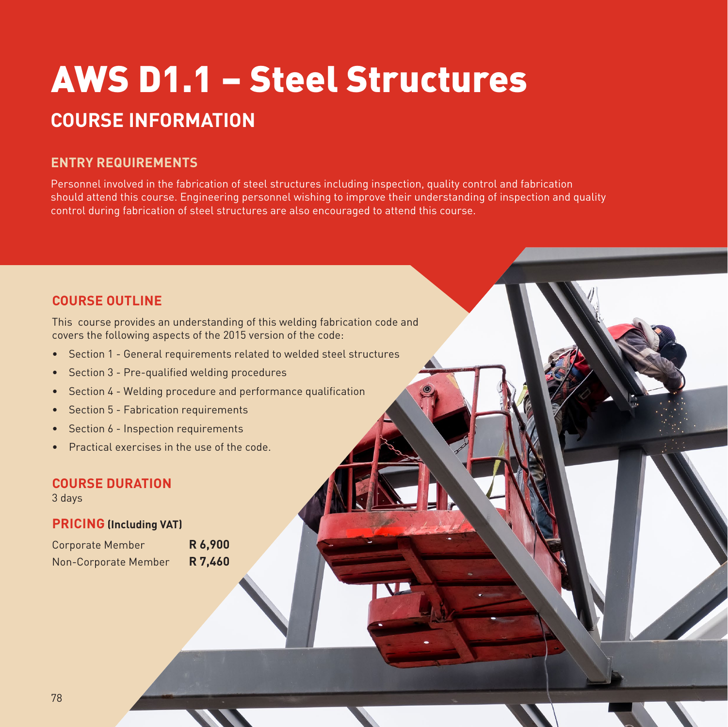# AWS D1.1 – Steel Structures

## COURSE INFORMATION

### ENTRY REQUIREMENTS

Personnel involved in the fabrication of steel structures including inspection, quality control and fabrication should attend this course. Engineering personnel wishing to improve their understanding of inspection and quality control during fabrication of steel structures are also encouraged to attend this course.

### COURSE OUTLINE

This course provides an understanding of this welding fabrication code and covers the following aspects of the 2015 version of the code:

- Section 1 - General requirements related to welded steel structures
- Section 3 - Pre-qualified welding procedures
- Section 4 - Welding procedure and performance qualification
- Section 5 - Fabrication requirements
- Section 6 - Inspection requirements
- Practical exercises in the use of the code.

### COURSE DURATION

3 days

### PRICING (Including VAT)

| | |
|---|---|
| Corporate Member | **R 6,900** |
| Non-Corporate Member | **R 7,460** |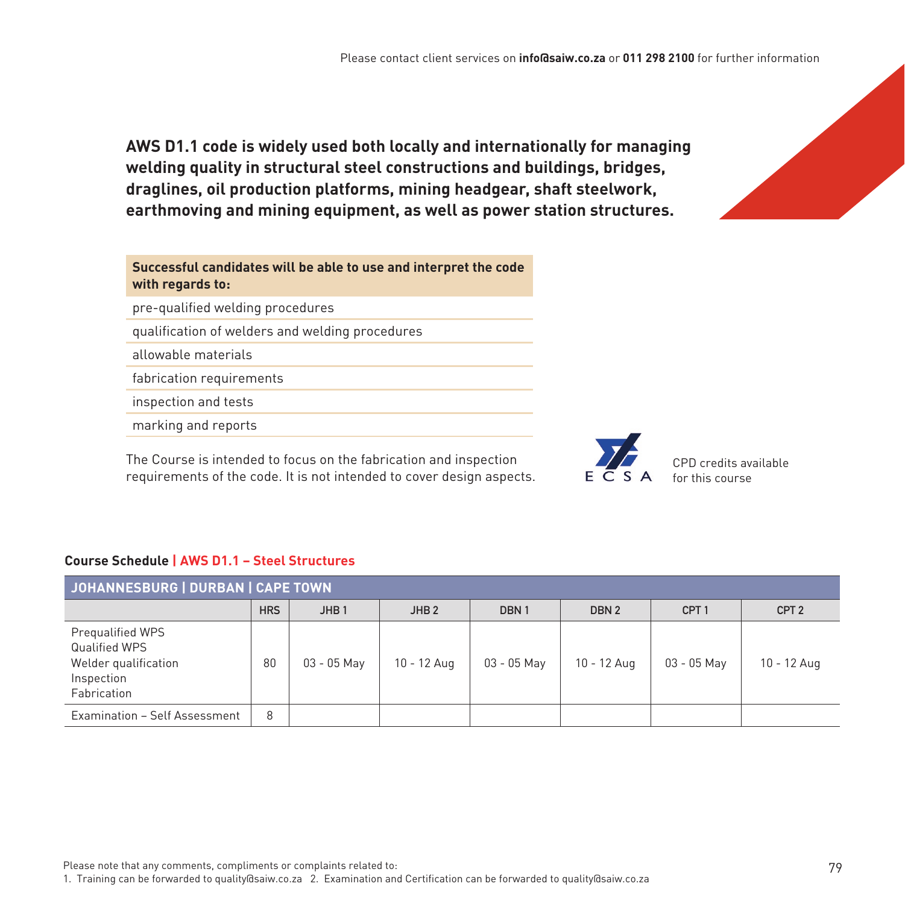Please contact client services on **info@saiw.co.za** or **011 298 2100** for further information

**AWS D1.1 code is widely used both locally and internationally for managing welding quality in structural steel constructions and buildings, bridges, draglines, oil production platforms, mining headgear, shaft steelwork, earthmoving and mining equipment, as well as power station structures.**

| **Successful candidates will be able to use and interpret the code with regards to:** |
|---|
| pre-qualified welding procedures |
| qualification of welders and welding procedures |
| allowable materials |
| fabrication requirements |
| inspection and tests |
| marking and reports |

The Course is intended to focus on the fabrication and inspection requirements of the code. It is not intended to cover design aspects.

ECSA

CPD credits available for this course

**Course Schedule | AWS D1.1 – Steel Structures**

| JOHANNESBURG \| DURBAN \| CAPE TOWN | | | | | | | |
|---|---|---|---|---|---|---|---|
| | **HRS** | **JHB 1** | **JHB 2** | **DBN 1** | **DBN 2** | **CPT 1** | **CPT 2** |
| Prequalified WPS<br>Qualified WPS<br>Welder qualification<br>Inspection<br>Fabrication | 80 | 03 - 05 May | 10 - 12 Aug | 03 - 05 May | 10 - 12 Aug | 03 - 05 May | 10 - 12 Aug |
| Examination – Self Assessment | 8 | | | | | | |

Please note that any comments, compliments or complaints related to:
1. Training can be forwarded to quality@saiw.co.za 2. Examination and Certification can be forwarded to quality@saiw.co.za